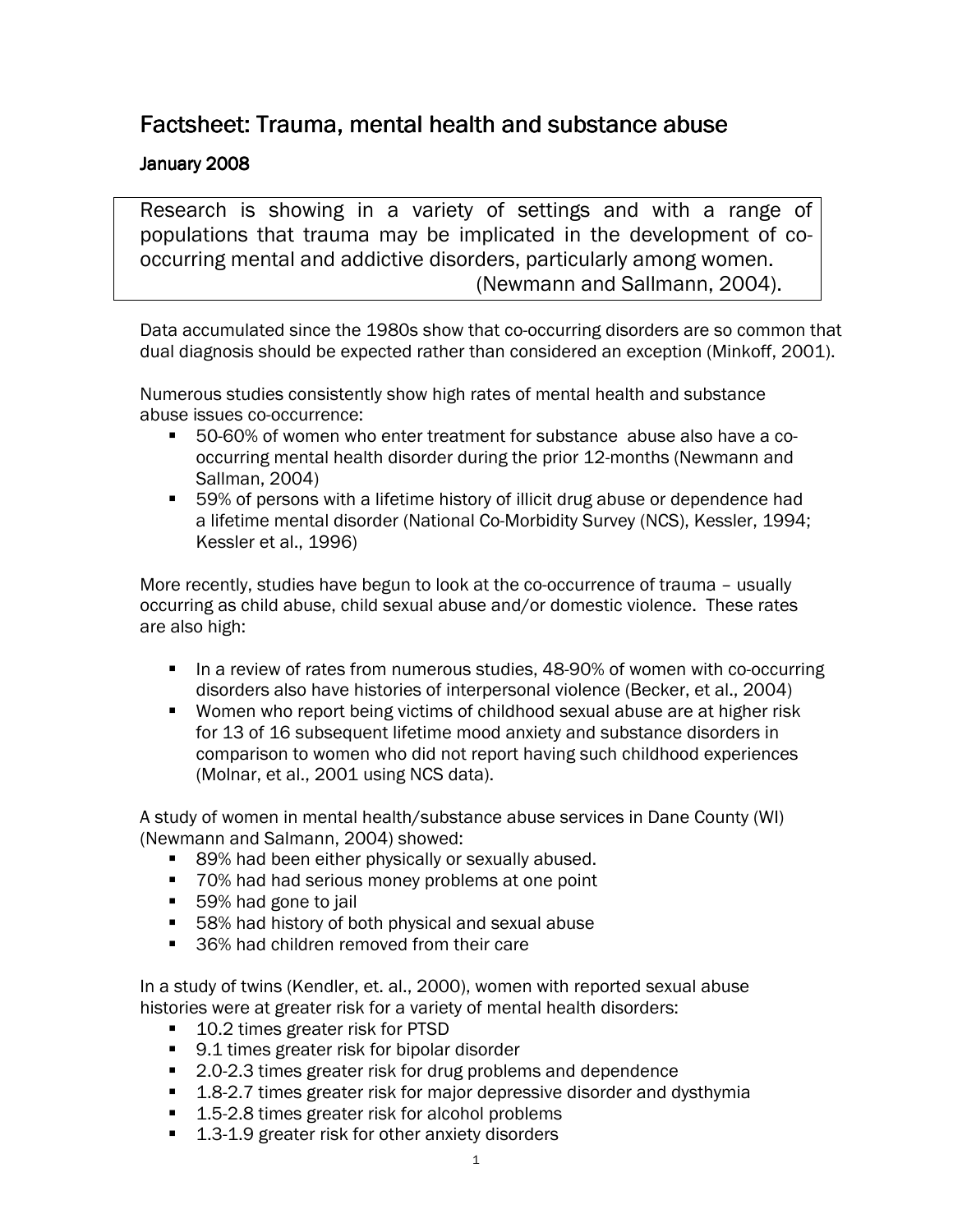# Factsheet: Trauma, mental health and substance abuse

## January 2008

> Research is showing in a variety of settings and with a range of populations that trauma may be implicated in the development of co-occurring mental and addictive disorders, particularly among women. (Newmann and Sallmann, 2004).

Data accumulated since the 1980s show that co-occurring disorders are so common that dual diagnosis should be expected rather than considered an exception (Minkoff, 2001).

Numerous studies consistently show high rates of mental health and substance abuse issues co-occurrence:

- 50-60% of women who enter treatment for substance abuse also have a co-occurring mental health disorder during the prior 12-months (Newmann and Sallman, 2004)
- 59% of persons with a lifetime history of illicit drug abuse or dependence had a lifetime mental disorder (National Co-Morbidity Survey (NCS), Kessler, 1994; Kessler et al., 1996)

More recently, studies have begun to look at the co-occurrence of trauma – usually occurring as child abuse, child sexual abuse and/or domestic violence. These rates are also high:

- In a review of rates from numerous studies, 48-90% of women with co-occurring disorders also have histories of interpersonal violence (Becker, et al., 2004)
- Women who report being victims of childhood sexual abuse are at higher risk for 13 of 16 subsequent lifetime mood anxiety and substance disorders in comparison to women who did not report having such childhood experiences (Molnar, et al., 2001 using NCS data).

A study of women in mental health/substance abuse services in Dane County (WI) (Newmann and Salmann, 2004) showed:

- 89% had been either physically or sexually abused.
- 70% had had serious money problems at one point
- 59% had gone to jail
- 58% had history of both physical and sexual abuse
- 36% had children removed from their care

In a study of twins (Kendler, et. al., 2000), women with reported sexual abuse histories were at greater risk for a variety of mental health disorders:

- 10.2 times greater risk for PTSD
- 9.1 times greater risk for bipolar disorder
- 2.0-2.3 times greater risk for drug problems and dependence
- 1.8-2.7 times greater risk for major depressive disorder and dysthymia
- 1.5-2.8 times greater risk for alcohol problems
- 1.3-1.9 greater risk for other anxiety disorders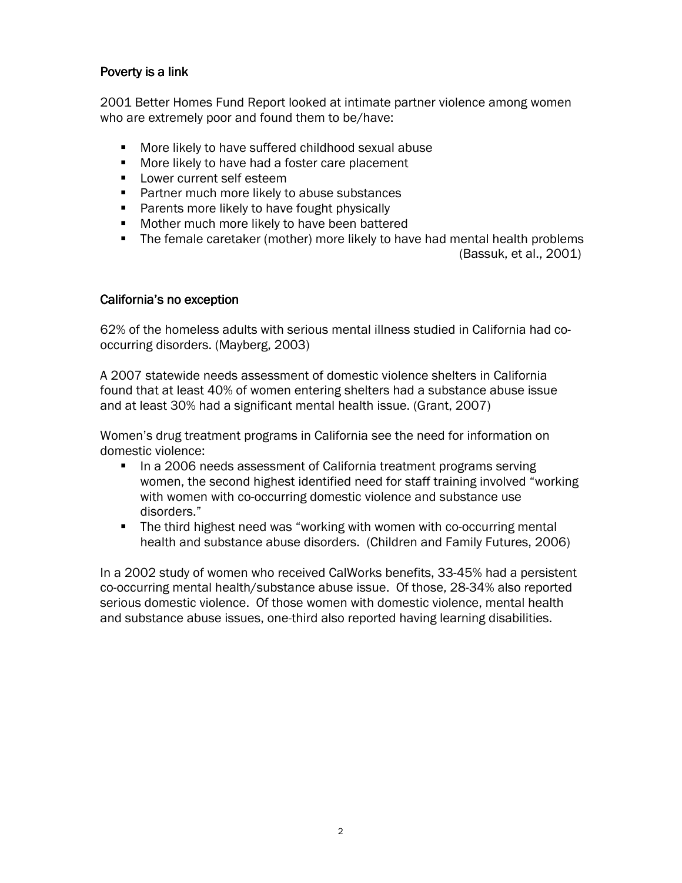## Poverty is a link

2001 Better Homes Fund Report looked at intimate partner violence among women who are extremely poor and found them to be/have:

- More likely to have suffered childhood sexual abuse
- More likely to have had a foster care placement
- Lower current self esteem
- Partner much more likely to abuse substances
- Parents more likely to have fought physically
- Mother much more likely to have been battered
- The female caretaker (mother) more likely to have had mental health problems (Bassuk, et al., 2001)

## California's no exception

62% of the homeless adults with serious mental illness studied in California had co-occurring disorders. (Mayberg, 2003)

A 2007 statewide needs assessment of domestic violence shelters in California found that at least 40% of women entering shelters had a substance abuse issue and at least 30% had a significant mental health issue. (Grant, 2007)

Women's drug treatment programs in California see the need for information on domestic violence:

- In a 2006 needs assessment of California treatment programs serving women, the second highest identified need for staff training involved "working with women with co-occurring domestic violence and substance use disorders."
- The third highest need was "working with women with co-occurring mental health and substance abuse disorders. (Children and Family Futures, 2006)

In a 2002 study of women who received CalWorks benefits, 33-45% had a persistent co-occurring mental health/substance abuse issue. Of those, 28-34% also reported serious domestic violence. Of those women with domestic violence, mental health and substance abuse issues, one-third also reported having learning disabilities.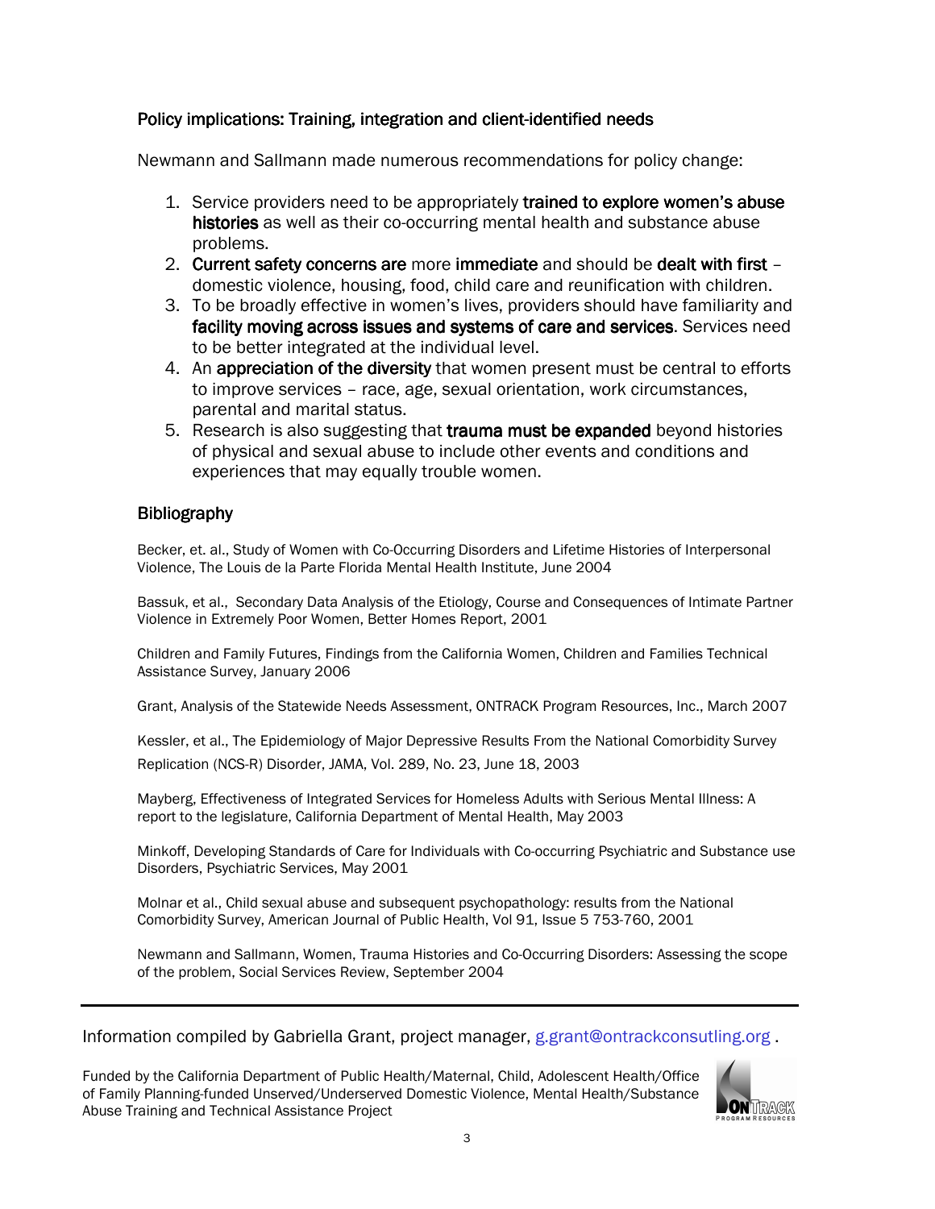## Policy implications: Training, integration and client-identified needs

Newmann and Sallmann made numerous recommendations for policy change:

1. Service providers need to be appropriately **trained to explore women's abuse histories** as well as their co-occurring mental health and substance abuse problems.
2. **Current safety concerns are** more **immediate** and should be **dealt with first** – domestic violence, housing, food, child care and reunification with children.
3. To be broadly effective in women's lives, providers should have familiarity and **facility moving across issues and systems of care and services**. Services need to be better integrated at the individual level.
4. An **appreciation of the diversity** that women present must be central to efforts to improve services – race, age, sexual orientation, work circumstances, parental and marital status.
5. Research is also suggesting that **trauma must be expanded** beyond histories of physical and sexual abuse to include other events and conditions and experiences that may equally trouble women.

## Bibliography

Becker, et. al., Study of Women with Co-Occurring Disorders and Lifetime Histories of Interpersonal Violence, The Louis de la Parte Florida Mental Health Institute, June 2004

Bassuk, et al., Secondary Data Analysis of the Etiology, Course and Consequences of Intimate Partner Violence in Extremely Poor Women, Better Homes Report, 2001

Children and Family Futures, Findings from the California Women, Children and Families Technical Assistance Survey, January 2006

Grant, Analysis of the Statewide Needs Assessment, ONTRACK Program Resources, Inc., March 2007

Kessler, et al., The Epidemiology of Major Depressive Results From the National Comorbidity Survey Replication (NCS-R) Disorder, JAMA, Vol. 289, No. 23, June 18, 2003

Mayberg, Effectiveness of Integrated Services for Homeless Adults with Serious Mental Illness: A report to the legislature, California Department of Mental Health, May 2003

Minkoff, Developing Standards of Care for Individuals with Co-occurring Psychiatric and Substance use Disorders, Psychiatric Services, May 2001

Molnar et al., Child sexual abuse and subsequent psychopathology: results from the National Comorbidity Survey, American Journal of Public Health, Vol 91, Issue 5 753-760, 2001

Newmann and Sallmann, Women, Trauma Histories and Co-Occurring Disorders: Assessing the scope of the problem, Social Services Review, September 2004

---

Information compiled by Gabriella Grant, project manager, g.grant@ontrackconsutling.org .

Funded by the California Department of Public Health/Maternal, Child, Adolescent Health/Office of Family Planning-funded Unserved/Underserved Domestic Violence, Mental Health/Substance Abuse Training and Technical Assistance Project

ONTRACK PROGRAM RESOURCES